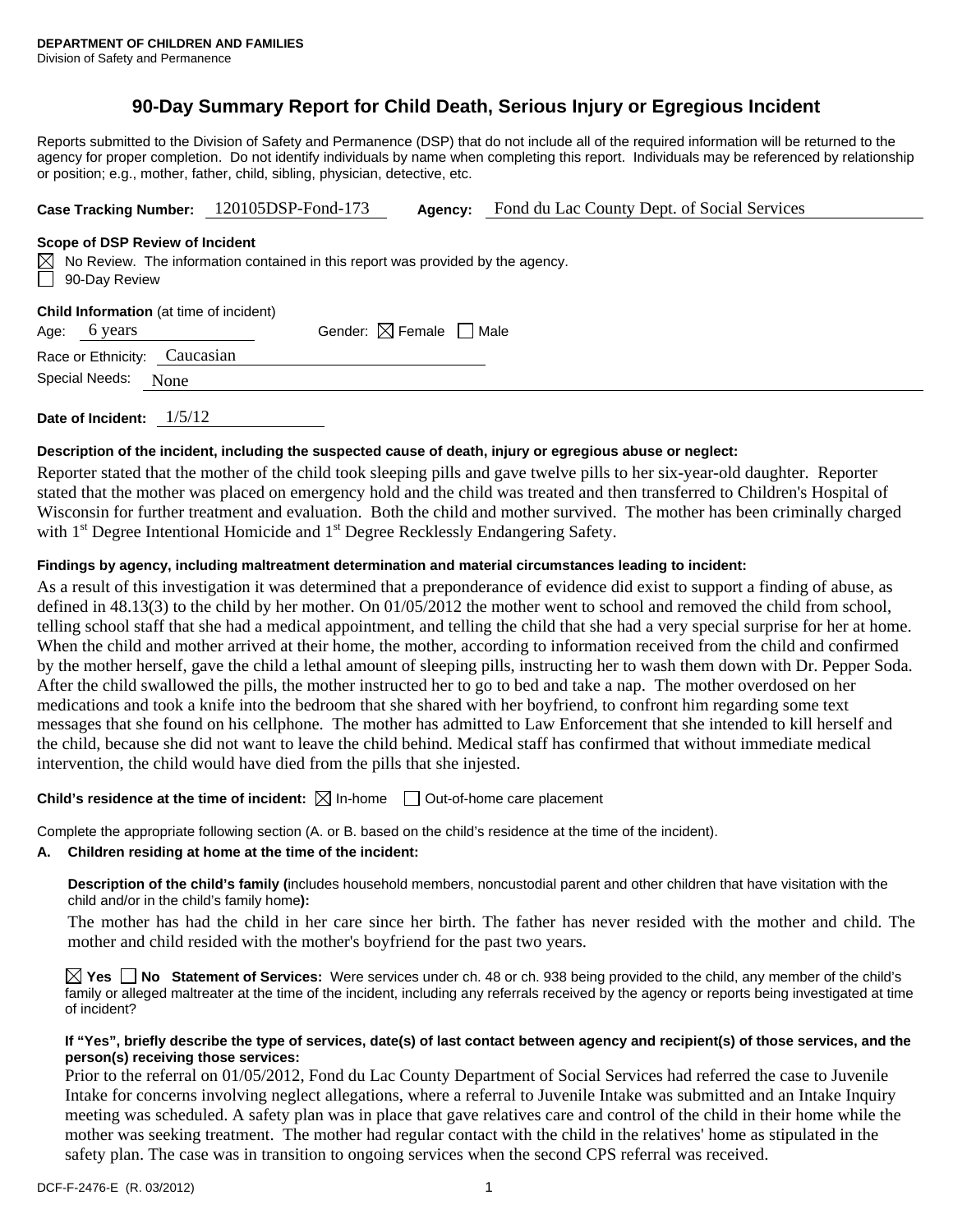**DEPARTMENT OF CHILDREN AND FAMILIES**
Division of Safety and Permanence

# 90-Day Summary Report for Child Death, Serious Injury or Egregious Incident

Reports submitted to the Division of Safety and Permanence (DSP) that do not include all of the required information will be returned to the agency for proper completion. Do not identify individuals by name when completing this report. Individuals may be referenced by relationship or position; e.g., mother, father, child, sibling, physician, detective, etc.

**Case Tracking Number:** 120105DSP-Fond-173 **Agency:** Fond du Lac County Dept. of Social Services

**Scope of DSP Review of Incident**

☒ No Review. The information contained in this report was provided by the agency.
☐ 90-Day Review

**Child Information** (at time of incident)

Age: 6 years Gender: ☒ Female ☐ Male

Race or Ethnicity: Caucasian

Special Needs: None

**Date of Incident:** 1/5/12

**Description of the incident, including the suspected cause of death, injury or egregious abuse or neglect:**

Reporter stated that the mother of the child took sleeping pills and gave twelve pills to her six-year-old daughter. Reporter stated that the mother was placed on emergency hold and the child was treated and then transferred to Children's Hospital of Wisconsin for further treatment and evaluation. Both the child and mother survived. The mother has been criminally charged with 1st Degree Intentional Homicide and 1st Degree Recklessly Endangering Safety.

**Findings by agency, including maltreatment determination and material circumstances leading to incident:**

As a result of this investigation it was determined that a preponderance of evidence did exist to support a finding of abuse, as defined in 48.13(3) to the child by her mother. On 01/05/2012 the mother went to school and removed the child from school, telling school staff that she had a medical appointment, and telling the child that she had a very special surprise for her at home. When the child and mother arrived at their home, the mother, according to information received from the child and confirmed by the mother herself, gave the child a lethal amount of sleeping pills, instructing her to wash them down with Dr. Pepper Soda. After the child swallowed the pills, the mother instructed her to go to bed and take a nap. The mother overdosed on her medications and took a knife into the bedroom that she shared with her boyfriend, to confront him regarding some text messages that she found on his cellphone. The mother has admitted to Law Enforcement that she intended to kill herself and the child, because she did not want to leave the child behind. Medical staff has confirmed that without immediate medical intervention, the child would have died from the pills that she injested.

**Child's residence at the time of incident:** ☒ In-home ☐ Out-of-home care placement

Complete the appropriate following section (A. or B. based on the child's residence at the time of the incident).

**A. Children residing at home at the time of the incident:**

**Description of the child's family (**includes household members, noncustodial parent and other children that have visitation with the child and/or in the child's family home**):**

The mother has had the child in her care since her birth. The father has never resided with the mother and child. The mother and child resided with the mother's boyfriend for the past two years.

☒ **Yes** ☐ **No** **Statement of Services:** Were services under ch. 48 or ch. 938 being provided to the child, any member of the child's family or alleged maltreater at the time of the incident, including any referrals received by the agency or reports being investigated at time of incident?

**If "Yes", briefly describe the type of services, date(s) of last contact between agency and recipient(s) of those services, and the person(s) receiving those services:**

Prior to the referral on 01/05/2012, Fond du Lac County Department of Social Services had referred the case to Juvenile Intake for concerns involving neglect allegations, where a referral to Juvenile Intake was submitted and an Intake Inquiry meeting was scheduled. A safety plan was in place that gave relatives care and control of the child in their home while the mother was seeking treatment. The mother had regular contact with the child in the relatives' home as stipulated in the safety plan. The case was in transition to ongoing services when the second CPS referral was received.

DCF-F-2476-E (R. 03/2012)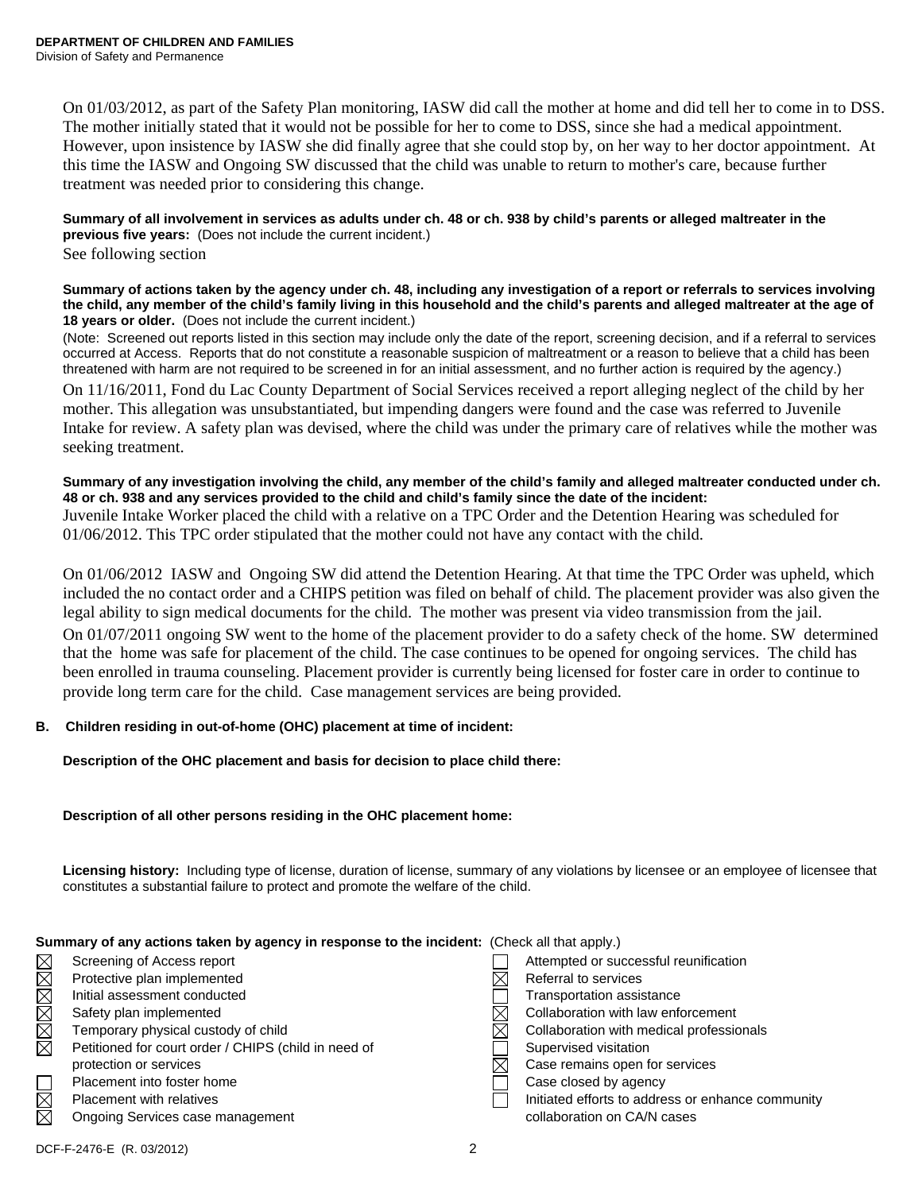**DEPARTMENT OF CHILDREN AND FAMILIES**
Division of Safety and Permanence

On 01/03/2012, as part of the Safety Plan monitoring, IASW did call the mother at home and did tell her to come in to DSS. The mother initially stated that it would not be possible for her to come to DSS, since she had a medical appointment. However, upon insistence by IASW she did finally agree that she could stop by, on her way to her doctor appointment. At this time the IASW and Ongoing SW discussed that the child was unable to return to mother's care, because further treatment was needed prior to considering this change.

**Summary of all involvement in services as adults under ch. 48 or ch. 938 by child's parents or alleged maltreater in the previous five years:** (Does not include the current incident.)

See following section

**Summary of actions taken by the agency under ch. 48, including any investigation of a report or referrals to services involving the child, any member of the child's family living in this household and the child's parents and alleged maltreater at the age of 18 years or older.** (Does not include the current incident.)

(Note: Screened out reports listed in this section may include only the date of the report, screening decision, and if a referral to services occurred at Access. Reports that do not constitute a reasonable suspicion of maltreatment or a reason to believe that a child has been threatened with harm are not required to be screened in for an initial assessment, and no further action is required by the agency.)

On 11/16/2011, Fond du Lac County Department of Social Services received a report alleging neglect of the child by her mother. This allegation was unsubstantiated, but impending dangers were found and the case was referred to Juvenile Intake for review. A safety plan was devised, where the child was under the primary care of relatives while the mother was seeking treatment.

**Summary of any investigation involving the child, any member of the child's family and alleged maltreater conducted under ch. 48 or ch. 938 and any services provided to the child and child's family since the date of the incident:**

Juvenile Intake Worker placed the child with a relative on a TPC Order and the Detention Hearing was scheduled for 01/06/2012. This TPC order stipulated that the mother could not have any contact with the child.

On 01/06/2012 IASW and Ongoing SW did attend the Detention Hearing. At that time the TPC Order was upheld, which included the no contact order and a CHIPS petition was filed on behalf of child. The placement provider was also given the legal ability to sign medical documents for the child. The mother was present via video transmission from the jail.

On 01/07/2011 ongoing SW went to the home of the placement provider to do a safety check of the home. SW determined that the home was safe for placement of the child. The case continues to be opened for ongoing services. The child has been enrolled in trauma counseling. Placement provider is currently being licensed for foster care in order to continue to provide long term care for the child. Case management services are being provided.

**B. Children residing in out-of-home (OHC) placement at time of incident:**

**Description of the OHC placement and basis for decision to place child there:**

**Description of all other persons residing in the OHC placement home:**

**Licensing history:** Including type of license, duration of license, summary of any violations by licensee or an employee of licensee that constitutes a substantial failure to protect and promote the welfare of the child.

**Summary of any actions taken by agency in response to the incident:** (Check all that apply.)

- ☒ Screening of Access report
- ☒ Protective plan implemented
- ☒ Initial assessment conducted
- ☒ Safety plan implemented
- ☒ Temporary physical custody of child
- ☒ Petitioned for court order / CHIPS (child in need of protection or services
- ☐ Placement into foster home
- ☒ Placement with relatives
- ☒ Ongoing Services case management
- ☐ Attempted or successful reunification
- ☒ Referral to services
- ☐ Transportation assistance
- ☒ Collaboration with law enforcement
- ☒ Collaboration with medical professionals
- ☐ Supervised visitation
- ☒ Case remains open for services
- ☐ Case closed by agency
- ☐ Initiated efforts to address or enhance community collaboration on CA/N cases

DCF-F-2476-E (R. 03/2012)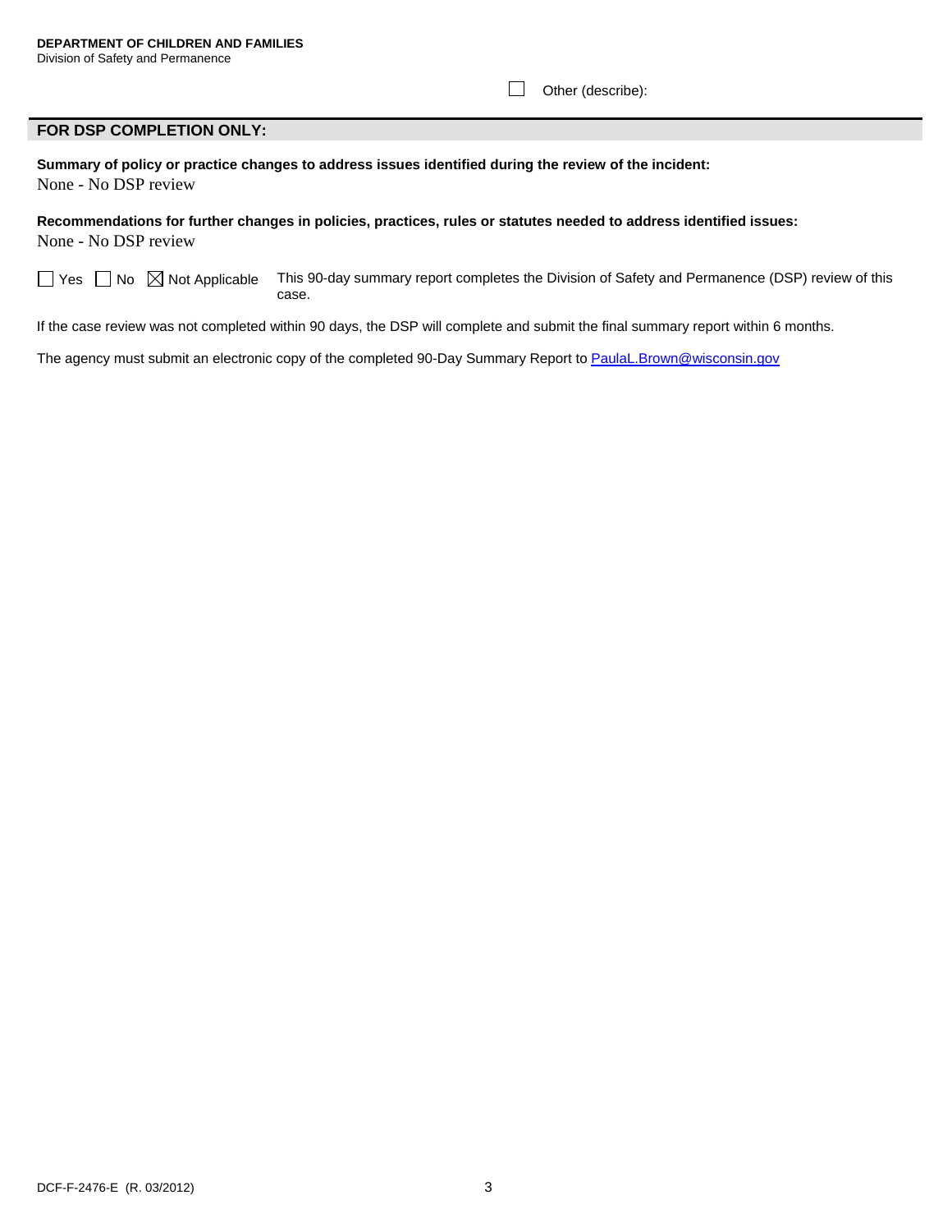☐ Other (describe):

## FOR DSP COMPLETION ONLY:

**Summary of policy or practice changes to address issues identified during the review of the incident:**

None - No DSP review

**Recommendations for further changes in policies, practices, rules or statutes needed to address identified issues:**

None - No DSP review

☐ Yes ☐ No ☒ Not Applicable This 90-day summary report completes the Division of Safety and Permanence (DSP) review of this case.

If the case review was not completed within 90 days, the DSP will complete and submit the final summary report within 6 months.

The agency must submit an electronic copy of the completed 90-Day Summary Report to PaulaL.Brown@wisconsin.gov